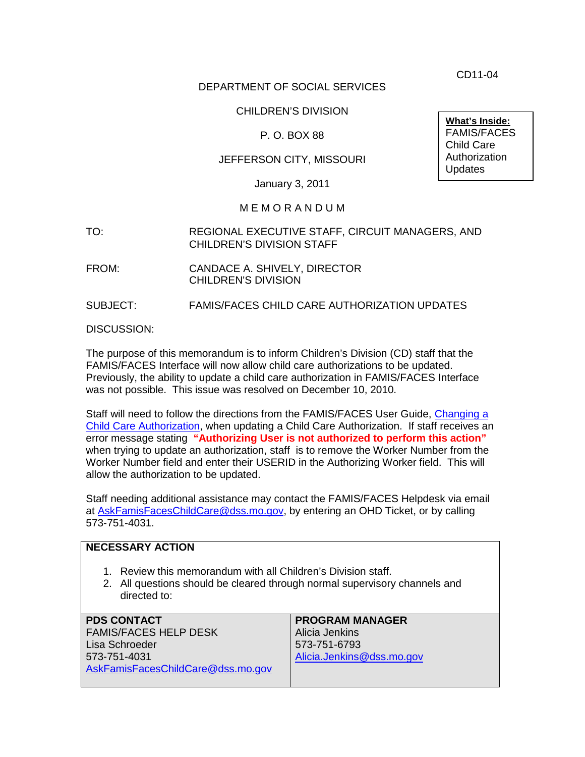CD11-04

DEPARTMENT OF SOCIAL SERVICES

CHILDREN'S DIVISION

P. O. BOX 88

JEFFERSON CITY, MISSOURI

January 3, 2011

**What's Inside:**
FAMIS/FACES Child Care Authorization Updates

M E M O R A N D U M

TO: REGIONAL EXECUTIVE STAFF, CIRCUIT MANAGERS, AND CHILDREN'S DIVISION STAFF

FROM: CANDACE A. SHIVELY, DIRECTOR
CHILDREN'S DIVISION

SUBJECT: FAMIS/FACES CHILD CARE AUTHORIZATION UPDATES

DISCUSSION:

The purpose of this memorandum is to inform Children's Division (CD) staff that the FAMIS/FACES Interface will now allow child care authorizations to be updated. Previously, the ability to update a child care authorization in FAMIS/FACES Interface was not possible. This issue was resolved on December 10, 2010.

Staff will need to follow the directions from the FAMIS/FACES User Guide, Changing a Child Care Authorization, when updating a Child Care Authorization. If staff receives an error message stating **"Authorizing User is not authorized to perform this action"** when trying to update an authorization, staff is to remove the Worker Number from the Worker Number field and enter their USERID in the Authorizing Worker field. This will allow the authorization to be updated.

Staff needing additional assistance may contact the FAMIS/FACES Helpdesk via email at AskFamisFacesChildCare@dss.mo.gov, by entering an OHD Ticket, or by calling 573-751-4031.

**NECESSARY ACTION**

1. Review this memorandum with all Children's Division staff.
2. All questions should be cleared through normal supervisory channels and directed to:

| PDS CONTACT | PROGRAM MANAGER |
|---|---|
| FAMIS/FACES HELP DESK<br>Lisa Schroeder<br>573-751-4031<br>AskFamisFacesChildCare@dss.mo.gov | Alicia Jenkins<br>573-751-6793<br>Alicia.Jenkins@dss.mo.gov |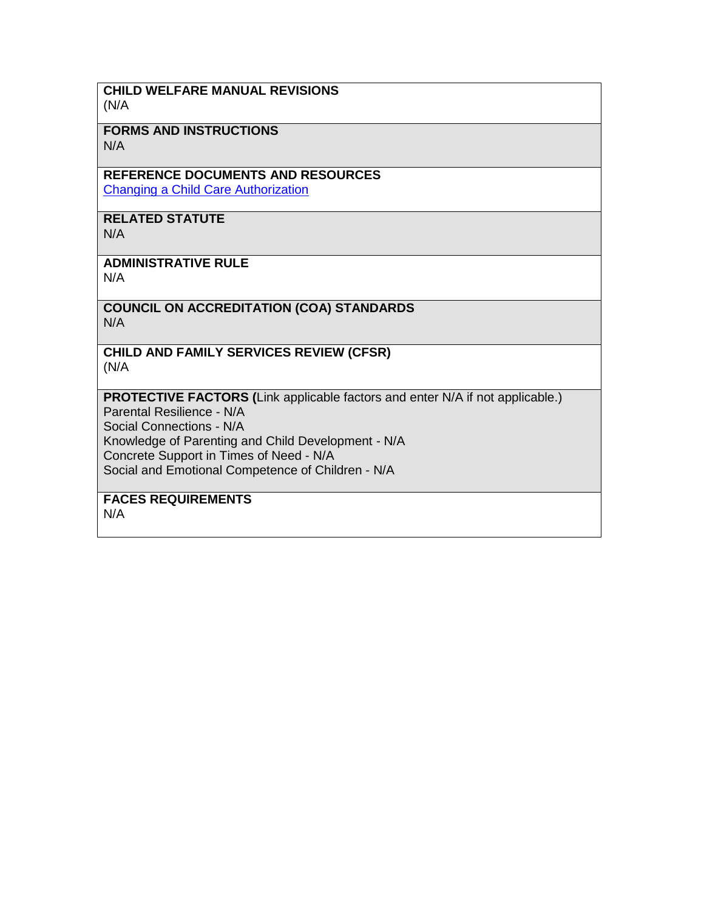**CHILD WELFARE MANUAL REVISIONS**
(N/A

**FORMS AND INSTRUCTIONS**
N/A

**REFERENCE DOCUMENTS AND RESOURCES**
Changing a Child Care Authorization

**RELATED STATUTE**
N/A

**ADMINISTRATIVE RULE**
N/A

**COUNCIL ON ACCREDITATION (COA) STANDARDS**
N/A

**CHILD AND FAMILY SERVICES REVIEW (CFSR)**
(N/A

**PROTECTIVE FACTORS (**Link applicable factors and enter N/A if not applicable.)
Parental Resilience - N/A
Social Connections - N/A
Knowledge of Parenting and Child Development - N/A
Concrete Support in Times of Need - N/A
Social and Emotional Competence of Children - N/A

**FACES REQUIREMENTS**
N/A